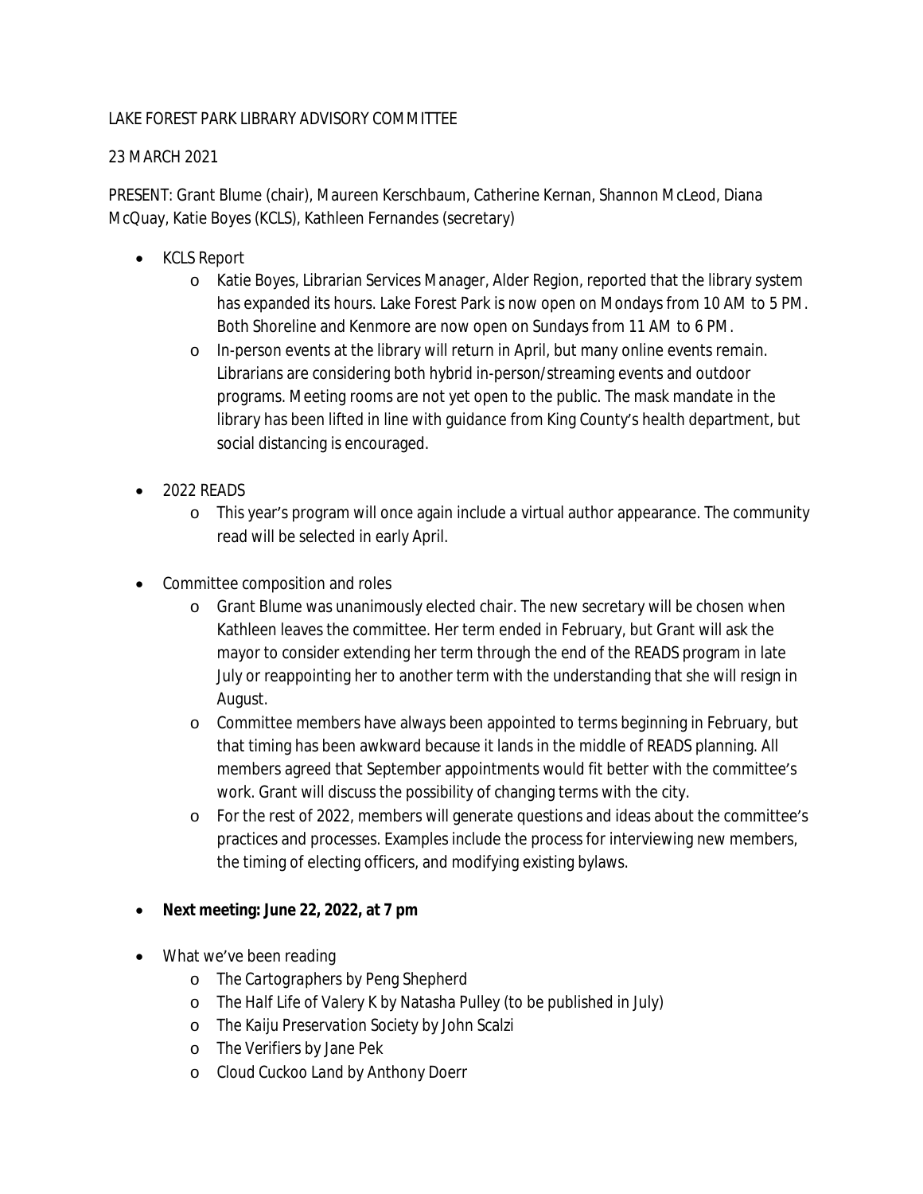LAKE FOREST PARK LIBRARY ADVISORY COMMITTEE

23 MARCH 2021

PRESENT: Grant Blume (chair), Maureen Kerschbaum, Catherine Kernan, Shannon McLeod, Diana McQuay, Katie Boyes (KCLS), Kathleen Fernandes (secretary)

- KCLS Report
  - Katie Boyes, Librarian Services Manager, Alder Region, reported that the library system has expanded its hours. Lake Forest Park is now open on Mondays from 10 AM to 5 PM. Both Shoreline and Kenmore are now open on Sundays from 11 AM to 6 PM.
  - In-person events at the library will return in April, but many online events remain. Librarians are considering both hybrid in-person/streaming events and outdoor programs. Meeting rooms are not yet open to the public. The mask mandate in the library has been lifted in line with guidance from King County's health department, but social distancing is encouraged.
- 2022 READS
  - This year's program will once again include a virtual author appearance. The community read will be selected in early April.
- Committee composition and roles
  - Grant Blume was unanimously elected chair. The new secretary will be chosen when Kathleen leaves the committee. Her term ended in February, but Grant will ask the mayor to consider extending her term through the end of the READS program in late July or reappointing her to another term with the understanding that she will resign in August.
  - Committee members have always been appointed to terms beginning in February, but that timing has been awkward because it lands in the middle of READS planning. All members agreed that September appointments would fit better with the committee's work. Grant will discuss the possibility of changing terms with the city.
  - For the rest of 2022, members will generate questions and ideas about the committee's practices and processes. Examples include the process for interviewing new members, the timing of electing officers, and modifying existing bylaws.
- **Next meeting: June 22, 2022, at 7 pm**
- What we've been reading
  - *The Cartographers* by Peng Shepherd
  - *The Half Life of Valery K* by Natasha Pulley (to be published in July)
  - *The Kaiju Preservation Society* by John Scalzi
  - *The Verifiers* by Jane Pek
  - *Cloud Cuckoo Land* by Anthony Doerr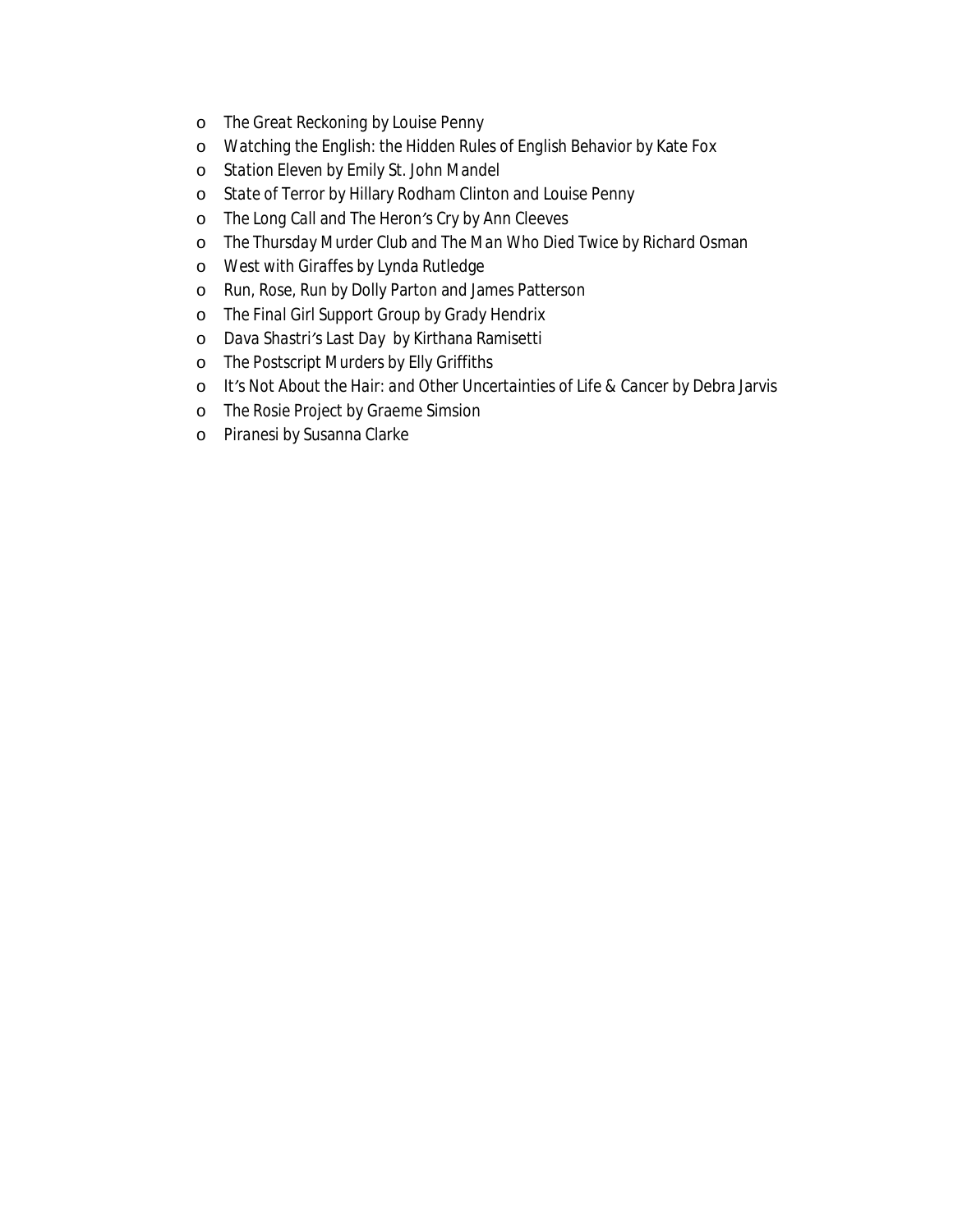- The Great Reckoning by Louise Penny
- Watching the English: the Hidden Rules of English Behavior by Kate Fox
- Station Eleven by Emily St. John Mandel
- State of Terror by Hillary Rodham Clinton and Louise Penny
- The Long Call and The Heron's Cry by Ann Cleeves
- The Thursday Murder Club and The Man Who Died Twice by Richard Osman
- West with Giraffes by Lynda Rutledge
- Run, Rose, Run by Dolly Parton and James Patterson
- The Final Girl Support Group by Grady Hendrix
- Dava Shastri's Last Day by Kirthana Ramisetti
- The Postscript Murders by Elly Griffiths
- It's Not About the Hair: and Other Uncertainties of Life & Cancer by Debra Jarvis
- The Rosie Project by Graeme Simsion
- Piranesi by Susanna Clarke